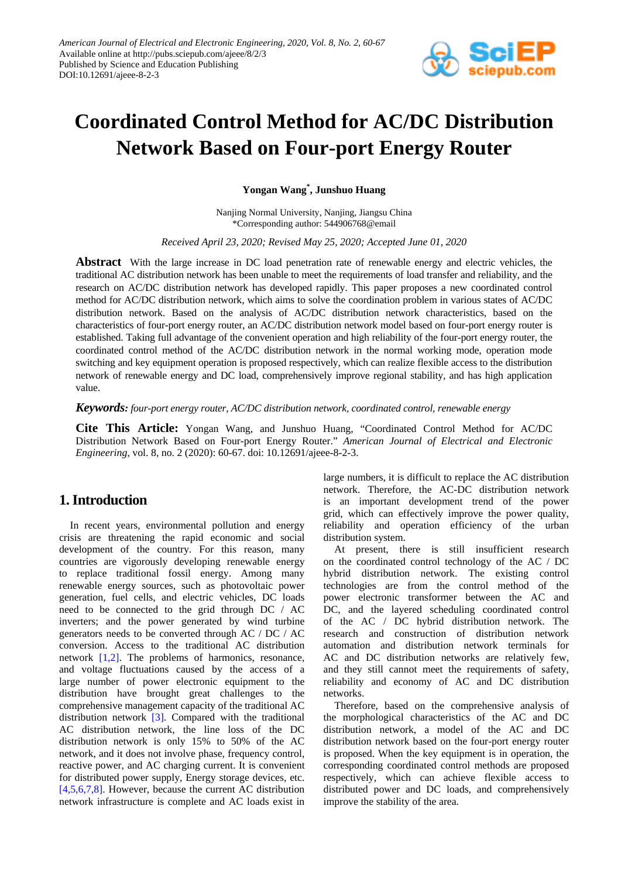# Coordinated Control Method for AC/DC Distribution Network Based on Four-port Energy Router

**Yongan Wang*, Junshuo Huang**

Nanjing Normal University, Nanjing, Jiangsu China
*Corresponding author: 544906768@email

*Received April 23, 2020; Revised May 25, 2020; Accepted June 01, 2020*

**Abstract** With the large increase in DC load penetration rate of renewable energy and electric vehicles, the traditional AC distribution network has been unable to meet the requirements of load transfer and reliability, and the research on AC/DC distribution network has developed rapidly. This paper proposes a new coordinated control method for AC/DC distribution network, which aims to solve the coordination problem in various states of AC/DC distribution network. Based on the analysis of AC/DC distribution network characteristics, based on the characteristics of four-port energy router, an AC/DC distribution network model based on four-port energy router is established. Taking full advantage of the convenient operation and high reliability of the four-port energy router, the coordinated control method of the AC/DC distribution network in the normal working mode, operation mode switching and key equipment operation is proposed respectively, which can realize flexible access to the distribution network of renewable energy and DC load, comprehensively improve regional stability, and has high application value.

***Keywords:*** *four-port energy router, AC/DC distribution network, coordinated control, renewable energy*

**Cite This Article:** Yongan Wang, and Junshuo Huang, "Coordinated Control Method for AC/DC Distribution Network Based on Four-port Energy Router." *American Journal of Electrical and Electronic Engineering*, vol. 8, no. 2 (2020): 60-67. doi: 10.12691/ajeee-8-2-3.

## 1. Introduction

In recent years, environmental pollution and energy crisis are threatening the rapid economic and social development of the country. For this reason, many countries are vigorously developing renewable energy to replace traditional fossil energy. Among many renewable energy sources, such as photovoltaic power generation, fuel cells, and electric vehicles, DC loads need to be connected to the grid through DC / AC inverters; and the power generated by wind turbine generators needs to be converted through AC / DC / AC conversion. Access to the traditional AC distribution network [1,2]. The problems of harmonics, resonance, and voltage fluctuations caused by the access of a large number of power electronic equipment to the distribution have brought great challenges to the comprehensive management capacity of the traditional AC distribution network [3]. Compared with the traditional AC distribution network, the line loss of the DC distribution network is only 15% to 50% of the AC network, and it does not involve phase, frequency control, reactive power, and AC charging current. It is convenient for distributed power supply, Energy storage devices, etc. [4,5,6,7,8]. However, because the current AC distribution network infrastructure is complete and AC loads exist in large numbers, it is difficult to replace the AC distribution network. Therefore, the AC-DC distribution network is an important development trend of the power grid, which can effectively improve the power quality, reliability and operation efficiency of the urban distribution system.

At present, there is still insufficient research on the coordinated control technology of the AC / DC hybrid distribution network. The existing control technologies are from the control method of the power electronic transformer between the AC and DC, and the layered scheduling coordinated control of the AC / DC hybrid distribution network. The research and construction of distribution network automation and distribution network terminals for AC and DC distribution networks are relatively few, and they still cannot meet the requirements of safety, reliability and economy of AC and DC distribution networks.

Therefore, based on the comprehensive analysis of the morphological characteristics of the AC and DC distribution network, a model of the AC and DC distribution network based on the four-port energy router is proposed. When the key equipment is in operation, the corresponding coordinated control methods are proposed respectively, which can achieve flexible access to distributed power and DC loads, and comprehensively improve the stability of the area.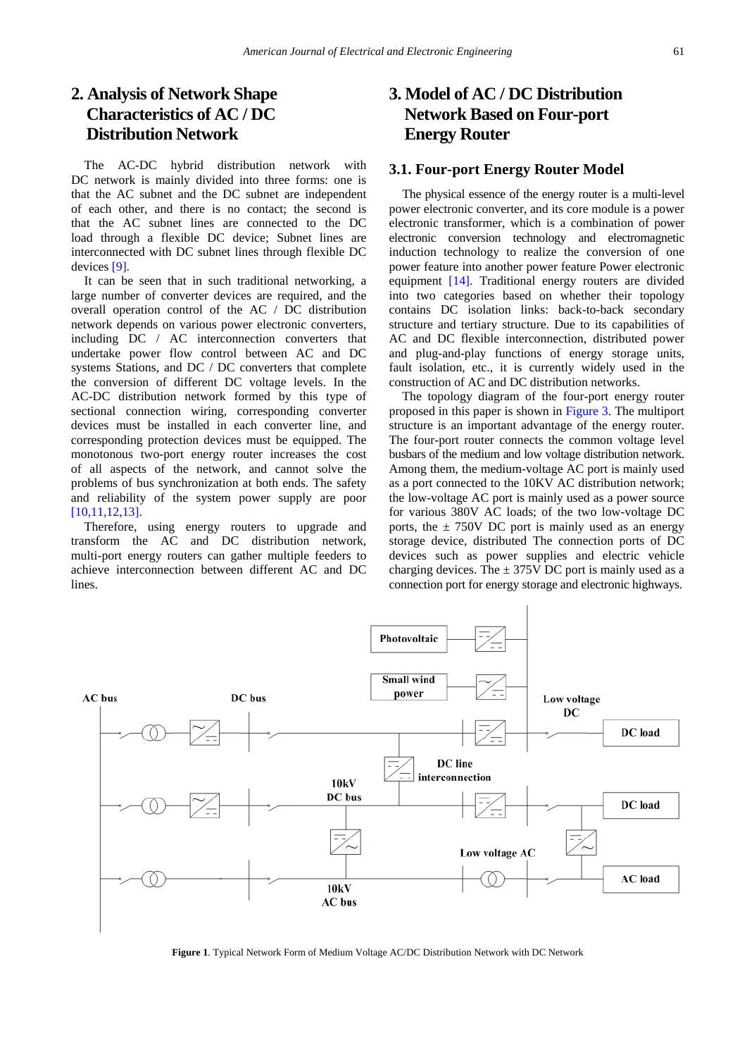## 2. Analysis of Network Shape Characteristics of AC / DC Distribution Network

The AC-DC hybrid distribution network with DC network is mainly divided into three forms: one is that the AC subnet and the DC subnet are independent of each other, and there is no contact; the second is that the AC subnet lines are connected to the DC load through a flexible DC device; Subnet lines are interconnected with DC subnet lines through flexible DC devices [9].

It can be seen that in such traditional networking, a large number of converter devices are required, and the overall operation control of the AC / DC distribution network depends on various power electronic converters, including DC / AC interconnection converters that undertake power flow control between AC and DC systems Stations, and DC / DC converters that complete the conversion of different DC voltage levels. In the AC-DC distribution network formed by this type of sectional connection wiring, corresponding converter devices must be installed in each converter line, and corresponding protection devices must be equipped. The monotonous two-port energy router increases the cost of all aspects of the network, and cannot solve the problems of bus synchronization at both ends. The safety and reliability of the system power supply are poor [10,11,12,13].

Therefore, using energy routers to upgrade and transform the AC and DC distribution network, multi-port energy routers can gather multiple feeders to achieve interconnection between different AC and DC lines.

## 3. Model of AC / DC Distribution Network Based on Four-port Energy Router

### 3.1. Four-port Energy Router Model

The physical essence of the energy router is a multi-level power electronic converter, and its core module is a power electronic transformer, which is a combination of power electronic conversion technology and electromagnetic induction technology to realize the conversion of one power feature into another power feature Power electronic equipment [14]. Traditional energy routers are divided into two categories based on whether their topology contains DC isolation links: back-to-back secondary structure and tertiary structure. Due to its capabilities of AC and DC flexible interconnection, distributed power and plug-and-play functions of energy storage units, fault isolation, etc., it is currently widely used in the construction of AC and DC distribution networks.

The topology diagram of the four-port energy router proposed in this paper is shown in Figure 3. The multiport structure is an important advantage of the energy router. The four-port router connects the common voltage level busbars of the medium and low voltage distribution network. Among them, the medium-voltage AC port is mainly used as a port connected to the 10KV AC distribution network; the low-voltage AC port is mainly used as a power source for various 380V AC loads; of the two low-voltage DC ports, the ± 750V DC port is mainly used as an energy storage device, distributed The connection ports of DC devices such as power supplies and electric vehicle charging devices. The ± 375V DC port is mainly used as a connection port for energy storage and electronic highways.

**Figure 1**. Typical Network Form of Medium Voltage AC/DC Distribution Network with DC Network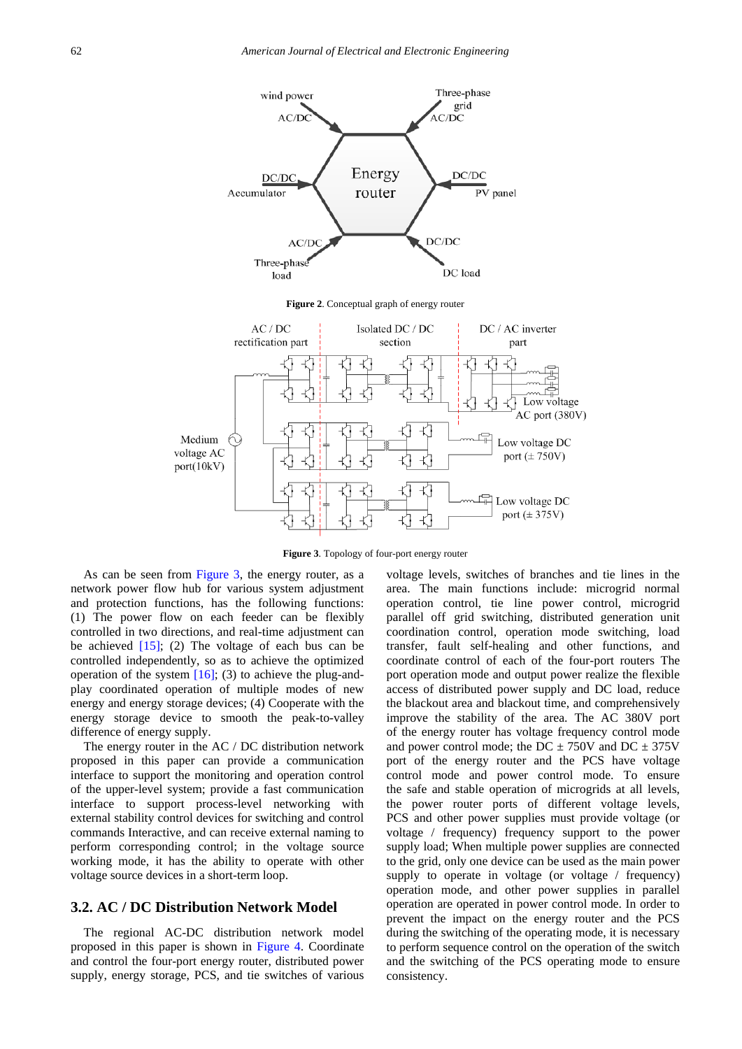**Figure 2**. Conceptual graph of energy router

**Figure 3**. Topology of four-port energy router

As can be seen from Figure 3, the energy router, as a network power flow hub for various system adjustment and protection functions, has the following functions: (1) The power flow on each feeder can be flexibly controlled in two directions, and real-time adjustment can be achieved [15]; (2) The voltage of each bus can be controlled independently, so as to achieve the optimized operation of the system [16]; (3) to achieve the plug-and-play coordinated operation of multiple modes of new energy and energy storage devices; (4) Cooperate with the energy storage device to smooth the peak-to-valley difference of energy supply.

The energy router in the AC / DC distribution network proposed in this paper can provide a communication interface to support the monitoring and operation control of the upper-level system; provide a fast communication interface to support process-level networking with external stability control devices for switching and control commands Interactive, and can receive external naming to perform corresponding control; in the voltage source working mode, it has the ability to operate with other voltage source devices in a short-term loop.

## 3.2. AC / DC Distribution Network Model

The regional AC-DC distribution network model proposed in this paper is shown in Figure 4. Coordinate and control the four-port energy router, distributed power supply, energy storage, PCS, and tie switches of various voltage levels, switches of branches and tie lines in the area. The main functions include: microgrid normal operation control, tie line power control, microgrid parallel off grid switching, distributed generation unit coordination control, operation mode switching, load transfer, fault self-healing and other functions, and coordinate control of each of the four-port routers The port operation mode and output power realize the flexible access of distributed power supply and DC load, reduce the blackout area and blackout time, and comprehensively improve the stability of the area. The AC 380V port of the energy router has voltage frequency control mode and power control mode; the DC ± 750V and DC ± 375V port of the energy router and the PCS have voltage control mode and power control mode. To ensure the safe and stable operation of microgrids at all levels, the power router ports of different voltage levels, PCS and other power supplies must provide voltage (or voltage / frequency) frequency support to the power supply load; When multiple power supplies are connected to the grid, only one device can be used as the main power supply to operate in voltage (or voltage / frequency) operation mode, and other power supplies in parallel operation are operated in power control mode. In order to prevent the impact on the energy router and the PCS during the switching of the operating mode, it is necessary to perform sequence control on the operation of the switch and the switching of the PCS operating mode to ensure consistency.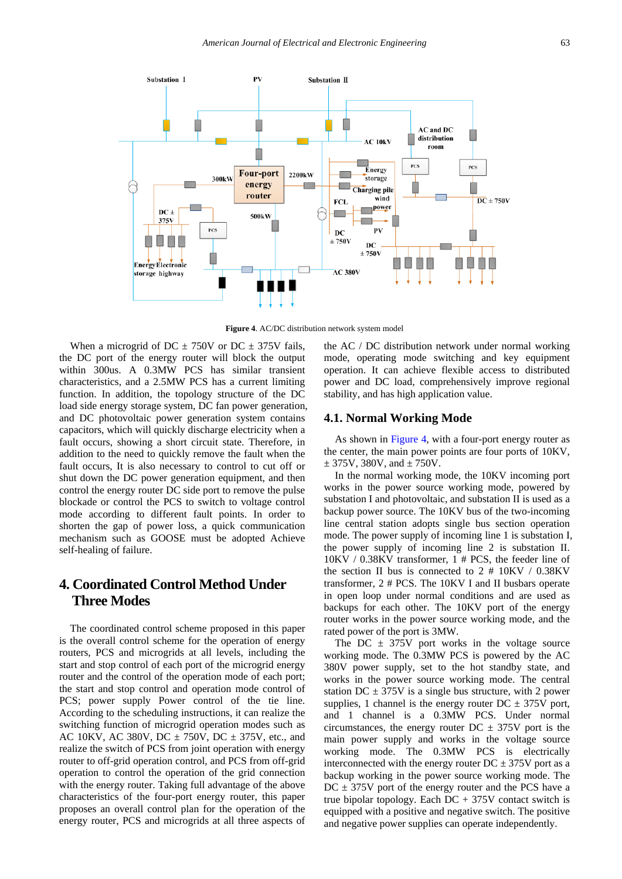**Figure 4**. AC/DC distribution network system model

When a microgrid of DC ± 750V or DC ± 375V fails, the DC port of the energy router will block the output within 300us. A 0.3MW PCS has similar transient characteristics, and a 2.5MW PCS has a current limiting function. In addition, the topology structure of the DC load side energy storage system, DC fan power generation, and DC photovoltaic power generation system contains capacitors, which will quickly discharge electricity when a fault occurs, showing a short circuit state. Therefore, in addition to the need to quickly remove the fault when the fault occurs, It is also necessary to control to cut off or shut down the DC power generation equipment, and then control the energy router DC side port to remove the pulse blockade or control the PCS to switch to voltage control mode according to different fault points. In order to shorten the gap of power loss, a quick communication mechanism such as GOOSE must be adopted Achieve self-healing of failure.

# 4. Coordinated Control Method Under Three Modes

The coordinated control scheme proposed in this paper is the overall control scheme for the operation of energy routers, PCS and microgrids at all levels, including the start and stop control of each port of the microgrid energy router and the control of the operation mode of each port; the start and stop control and operation mode control of PCS; power supply Power control of the tie line. According to the scheduling instructions, it can realize the switching function of microgrid operation modes such as AC 10KV, AC 380V, DC ± 750V, DC ± 375V, etc., and realize the switch of PCS from joint operation with energy router to off-grid operation control, and PCS from off-grid operation to control the operation of the grid connection with the energy router. Taking full advantage of the above characteristics of the four-port energy router, this paper proposes an overall control plan for the operation of the energy router, PCS and microgrids at all three aspects of the AC / DC distribution network under normal working mode, operating mode switching and key equipment operation. It can achieve flexible access to distributed power and DC load, comprehensively improve regional stability, and has high application value.

## 4.1. Normal Working Mode

As shown in Figure 4, with a four-port energy router as the center, the main power points are four ports of 10KV, ± 375V, 380V, and ± 750V.

In the normal working mode, the 10KV incoming port works in the power source working mode, powered by substation I and photovoltaic, and substation II is used as a backup power source. The 10KV bus of the two-incoming line central station adopts single bus section operation mode. The power supply of incoming line 1 is substation I, the power supply of incoming line 2 is substation II. 10KV / 0.38KV transformer, 1 # PCS, the feeder line of the section II bus is connected to 2 # 10KV / 0.38KV transformer, 2 # PCS. The 10KV I and II busbars operate in open loop under normal conditions and are used as backups for each other. The 10KV port of the energy router works in the power source working mode, and the rated power of the port is 3MW.

The DC ± 375V port works in the voltage source working mode. The 0.3MW PCS is powered by the AC 380V power supply, set to the hot standby state, and works in the power source working mode. The central station DC ± 375V is a single bus structure, with 2 power supplies, 1 channel is the energy router DC ± 375V port, and 1 channel is a 0.3MW PCS. Under normal circumstances, the energy router DC ± 375V port is the main power supply and works in the voltage source working mode. The 0.3MW PCS is electrically interconnected with the energy router DC ± 375V port as a backup working in the power source working mode. The DC ± 375V port of the energy router and the PCS have a true bipolar topology. Each DC + 375V contact switch is equipped with a positive and negative switch. The positive and negative power supplies can operate independently.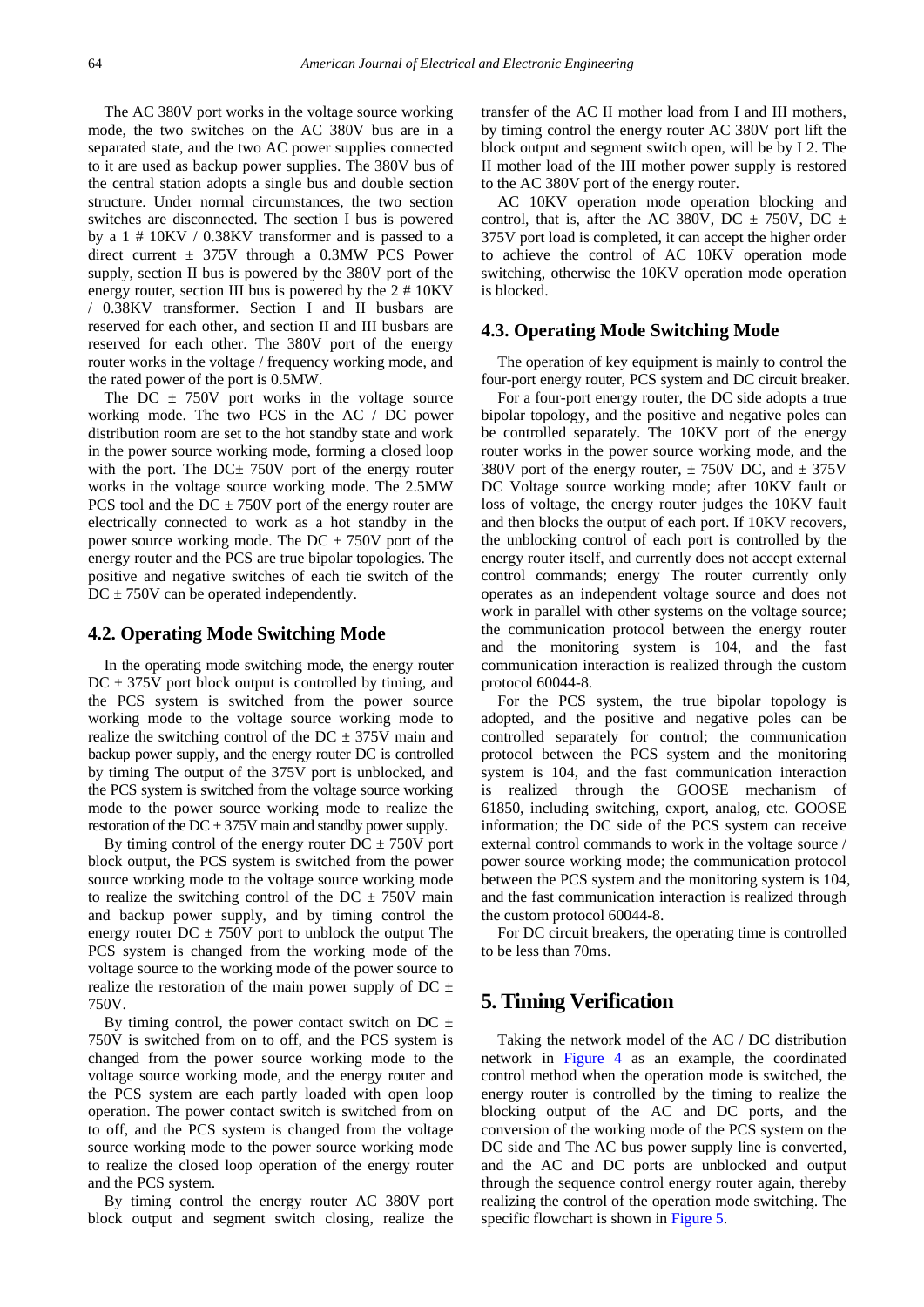The AC 380V port works in the voltage source working mode, the two switches on the AC 380V bus are in a separated state, and the two AC power supplies connected to it are used as backup power supplies. The 380V bus of the central station adopts a single bus and double section structure. Under normal circumstances, the two section switches are disconnected. The section I bus is powered by a 1 # 10KV / 0.38KV transformer and is passed to a direct current ± 375V through a 0.3MW PCS Power supply, section II bus is powered by the 380V port of the energy router, section III bus is powered by the 2 # 10KV / 0.38KV transformer. Section I and II busbars are reserved for each other, and section II and III busbars are reserved for each other. The 380V port of the energy router works in the voltage / frequency working mode, and the rated power of the port is 0.5MW.

The DC ± 750V port works in the voltage source working mode. The two PCS in the AC / DC power distribution room are set to the hot standby state and work in the power source working mode, forming a closed loop with the port. The DC± 750V port of the energy router works in the voltage source working mode. The 2.5MW PCS tool and the DC ± 750V port of the energy router are electrically connected to work as a hot standby in the power source working mode. The DC ± 750V port of the energy router and the PCS are true bipolar topologies. The positive and negative switches of each tie switch of the DC ± 750V can be operated independently.

## 4.2. Operating Mode Switching Mode

In the operating mode switching mode, the energy router DC ± 375V port block output is controlled by timing, and the PCS system is switched from the power source working mode to the voltage source working mode to realize the switching control of the DC ± 375V main and backup power supply, and the energy router DC is controlled by timing The output of the 375V port is unblocked, and the PCS system is switched from the voltage source working mode to the power source working mode to realize the restoration of the DC ± 375V main and standby power supply.

By timing control of the energy router DC ± 750V port block output, the PCS system is switched from the power source working mode to the voltage source working mode to realize the switching control of the DC ± 750V main and backup power supply, and by timing control the energy router DC ± 750V port to unblock the output The PCS system is changed from the working mode of the voltage source to the working mode of the power source to realize the restoration of the main power supply of DC ± 750V.

By timing control, the power contact switch on DC ± 750V is switched from on to off, and the PCS system is changed from the power source working mode to the voltage source working mode, and the energy router and the PCS system are each partly loaded with open loop operation. The power contact switch is switched from on to off, and the PCS system is changed from the voltage source working mode to the power source working mode to realize the closed loop operation of the energy router and the PCS system.

By timing control the energy router AC 380V port block output and segment switch closing, realize the transfer of the AC II mother load from I and III mothers, by timing control the energy router AC 380V port lift the block output and segment switch open, will be by I 2. The II mother load of the III mother power supply is restored to the AC 380V port of the energy router.

AC 10KV operation mode operation blocking and control, that is, after the AC 380V, DC ± 750V, DC ± 375V port load is completed, it can accept the higher order to achieve the control of AC 10KV operation mode switching, otherwise the 10KV operation mode operation is blocked.

## 4.3. Operating Mode Switching Mode

The operation of key equipment is mainly to control the four-port energy router, PCS system and DC circuit breaker.

For a four-port energy router, the DC side adopts a true bipolar topology, and the positive and negative poles can be controlled separately. The 10KV port of the energy router works in the power source working mode, and the 380V port of the energy router, ± 750V DC, and ± 375V DC Voltage source working mode; after 10KV fault or loss of voltage, the energy router judges the 10KV fault and then blocks the output of each port. If 10KV recovers, the unblocking control of each port is controlled by the energy router itself, and currently does not accept external control commands; energy The router currently only operates as an independent voltage source and does not work in parallel with other systems on the voltage source; the communication protocol between the energy router and the monitoring system is 104, and the fast communication interaction is realized through the custom protocol 60044-8.

For the PCS system, the true bipolar topology is adopted, and the positive and negative poles can be controlled separately for control; the communication protocol between the PCS system and the monitoring system is 104, and the fast communication interaction is realized through the GOOSE mechanism of 61850, including switching, export, analog, etc. GOOSE information; the DC side of the PCS system can receive external control commands to work in the voltage source / power source working mode; the communication protocol between the PCS system and the monitoring system is 104, and the fast communication interaction is realized through the custom protocol 60044-8.

For DC circuit breakers, the operating time is controlled to be less than 70ms.

# 5. Timing Verification

Taking the network model of the AC / DC distribution network in Figure 4 as an example, the coordinated control method when the operation mode is switched, the energy router is controlled by the timing to realize the blocking output of the AC and DC ports, and the conversion of the working mode of the PCS system on the DC side and The AC bus power supply line is converted, and the AC and DC ports are unblocked and output through the sequence control energy router again, thereby realizing the control of the operation mode switching. The specific flowchart is shown in Figure 5.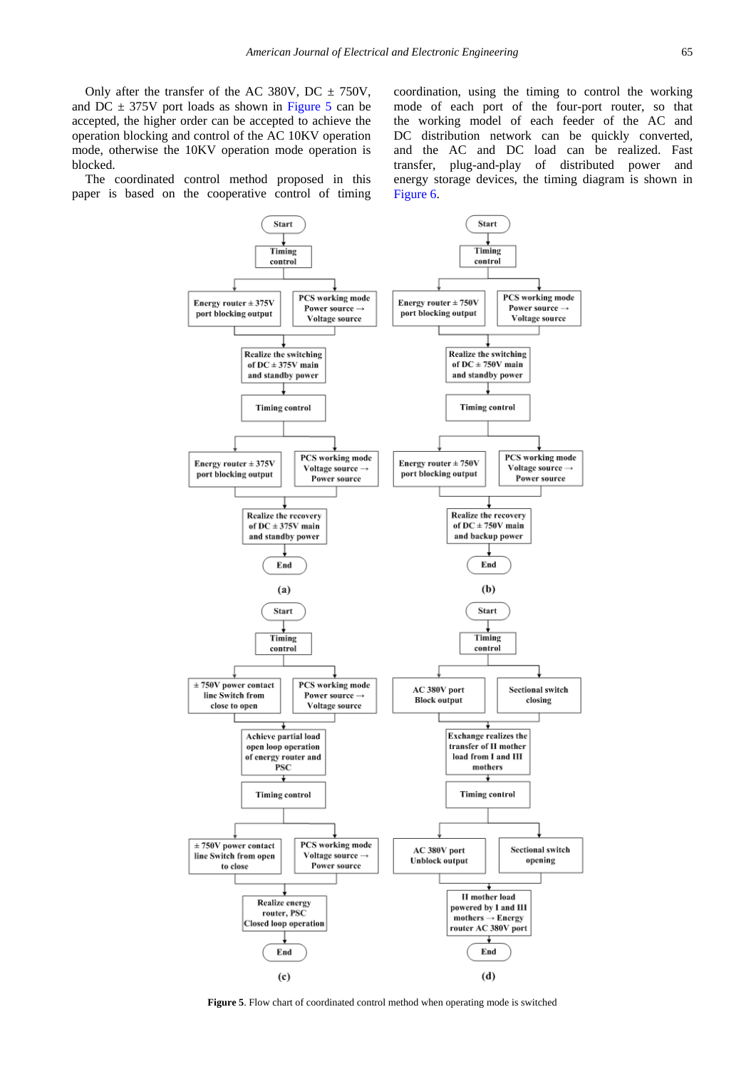Only after the transfer of the AC 380V, DC ± 750V, and DC ± 375V port loads as shown in Figure 5 can be accepted, the higher order can be accepted to achieve the operation blocking and control of the AC 10KV operation mode, otherwise the 10KV operation mode operation is blocked.

The coordinated control method proposed in this paper is based on the cooperative control of timing coordination, using the timing to control the working mode of each port of the four-port router, so that the working model of each feeder of the AC and DC distribution network can be quickly converted, and the AC and DC load can be realized. Fast transfer, plug-and-play of distributed power and energy storage devices, the timing diagram is shown in Figure 6.

**Figure 5**. Flow chart of coordinated control method when operating mode is switched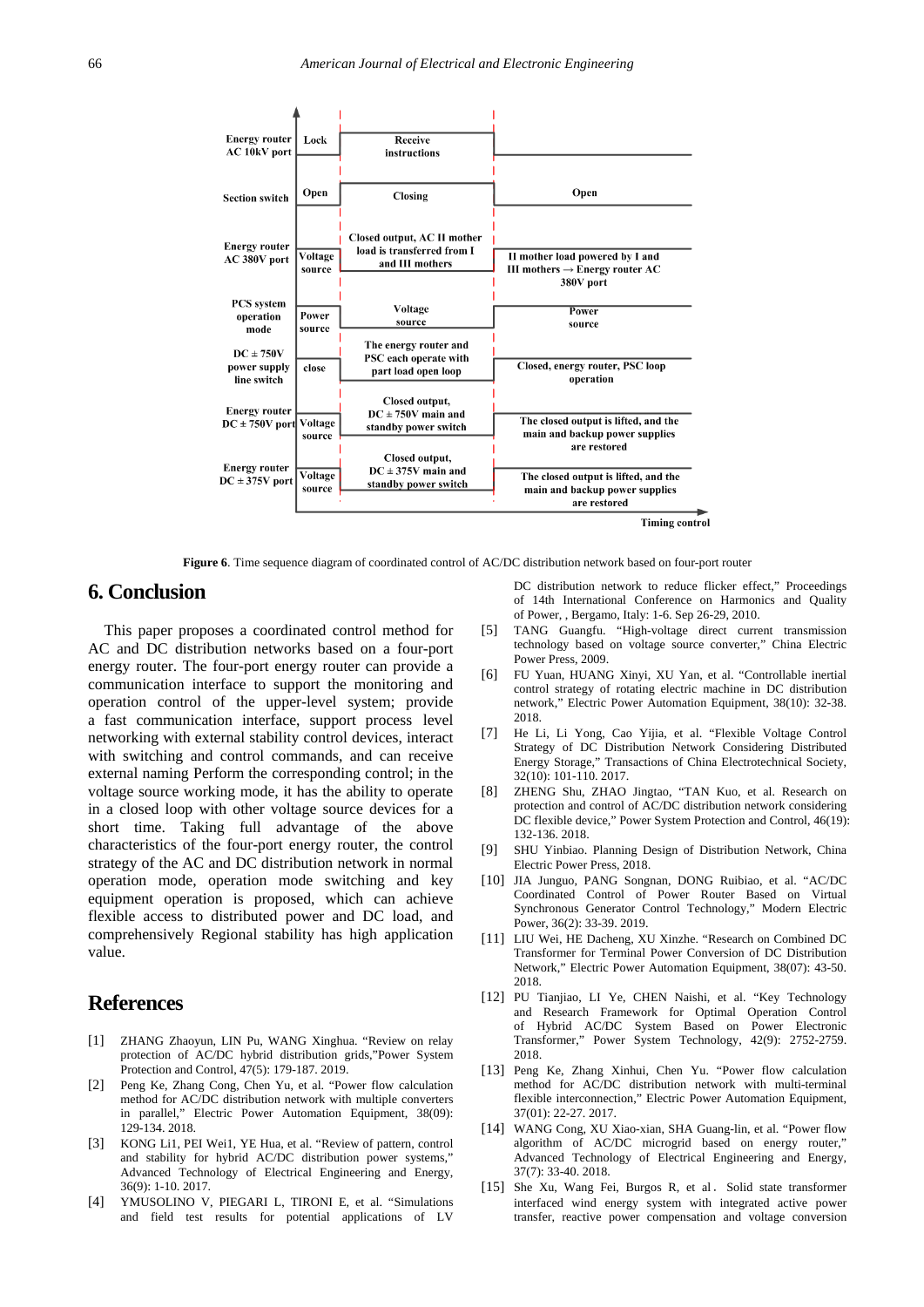Figure 6. Time sequence diagram of coordinated control of AC/DC distribution network based on four-port router

## 6. Conclusion

This paper proposes a coordinated control method for AC and DC distribution networks based on a four-port energy router. The four-port energy router can provide a communication interface to support the monitoring and operation control of the upper-level system; provide a fast communication interface, support process level networking with external stability control devices, interact with switching and control commands, and can receive external naming Perform the corresponding control; in the voltage source working mode, it has the ability to operate in a closed loop with other voltage source devices for a short time. Taking full advantage of the above characteristics of the four-port energy router, the control strategy of the AC and DC distribution network in normal operation mode, operation mode switching and key equipment operation is proposed, which can achieve flexible access to distributed power and DC load, and comprehensively Regional stability has high application value.

## References

[1] ZHANG Zhaoyun, LIN Pu, WANG Xinghua. "Review on relay protection of AC/DC hybrid distribution grids,"Power System Protection and Control, 47(5): 179-187. 2019.

[2] Peng Ke, Zhang Cong, Chen Yu, et al. "Power flow calculation method for AC/DC distribution network with multiple converters in parallel," Electric Power Automation Equipment, 38(09): 129-134. 2018.

[3] KONG Li1, PEI Wei1, YE Hua, et al. "Review of pattern, control and stability for hybrid AC/DC distribution power systems," Advanced Technology of Electrical Engineering and Energy, 36(9): 1-10. 2017.

[4] YMUSOLINO V, PIEGARI L, TIRONI E, et al. "Simulations and field test results for potential applications of LV DC distribution network to reduce flicker effect," Proceedings of 14th International Conference on Harmonics and Quality of Power, , Bergamo, Italy: 1-6. Sep 26-29, 2010.

[5] TANG Guangfu. "High-voltage direct current transmission technology based on voltage source converter," China Electric Power Press, 2009.

[6] FU Yuan, HUANG Xinyi, XU Yan, et al. "Controllable inertial control strategy of rotating electric machine in DC distribution network," Electric Power Automation Equipment, 38(10): 32-38. 2018.

[7] He Li, Li Yong, Cao Yijia, et al. "Flexible Voltage Control Strategy of DC Distribution Network Considering Distributed Energy Storage," Transactions of China Electrotechnical Society, 32(10): 101-110. 2017.

[8] ZHENG Shu, ZHAO Jingtao, "TAN Kuo, et al. Research on protection and control of AC/DC distribution network considering DC flexible device," Power System Protection and Control, 46(19): 132-136. 2018.

[9] SHU Yinbiao. Planning Design of Distribution Network, China Electric Power Press, 2018.

[10] JIA Junguo, PANG Songnan, DONG Ruibiao, et al. "AC/DC Coordinated Control of Power Router Based on Virtual Synchronous Generator Control Technology," Modern Electric Power, 36(2): 33-39. 2019.

[11] LIU Wei, HE Dacheng, XU Xinzhe. "Research on Combined DC Transformer for Terminal Power Conversion of DC Distribution Network," Electric Power Automation Equipment, 38(07): 43-50. 2018.

[12] PU Tianjiao, LI Ye, CHEN Naishi, et al. "Key Technology and Research Framework for Optimal Operation Control of Hybrid AC/DC System Based on Power Electronic Transformer," Power System Technology, 42(9): 2752-2759. 2018.

[13] Peng Ke, Zhang Xinhui, Chen Yu. "Power flow calculation method for AC/DC distribution network with multi-terminal flexible interconnection," Electric Power Automation Equipment, 37(01): 22-27. 2017.

[14] WANG Cong, XU Xiao-xian, SHA Guang-lin, et al. "Power flow algorithm of AC/DC microgrid based on energy router," Advanced Technology of Electrical Engineering and Energy, 37(7): 33-40. 2018.

[15] She Xu, Wang Fei, Burgos R, et al . Solid state transformer interfaced wind energy system with integrated active power transfer, reactive power compensation and voltage conversion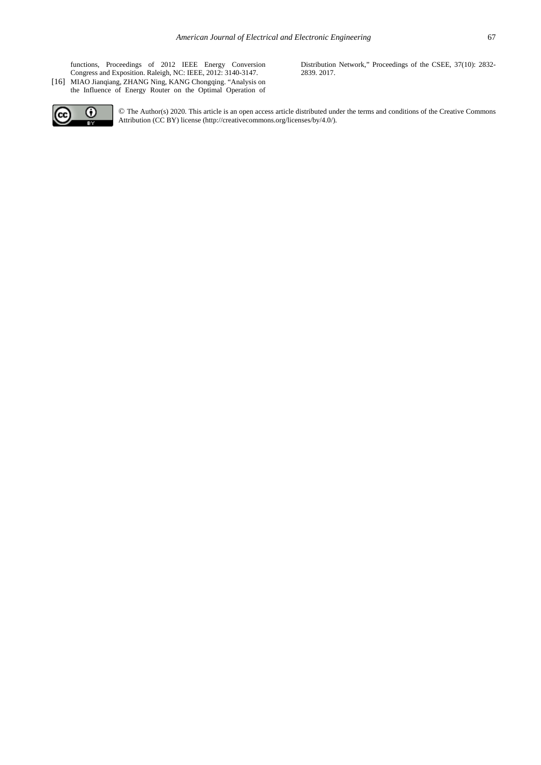functions, Proceedings of 2012 IEEE Energy Conversion Congress and Exposition. Raleigh, NC: IEEE, 2012: 3140-3147.

[16] MIAO Jianqiang, ZHANG Ning, KANG Chongqing. "Analysis on the Influence of Energy Router on the Optimal Operation of Distribution Network," Proceedings of the CSEE, 37(10): 2832-2839. 2017.

© The Author(s) 2020. This article is an open access article distributed under the terms and conditions of the Creative Commons Attribution (CC BY) license (http://creativecommons.org/licenses/by/4.0/).